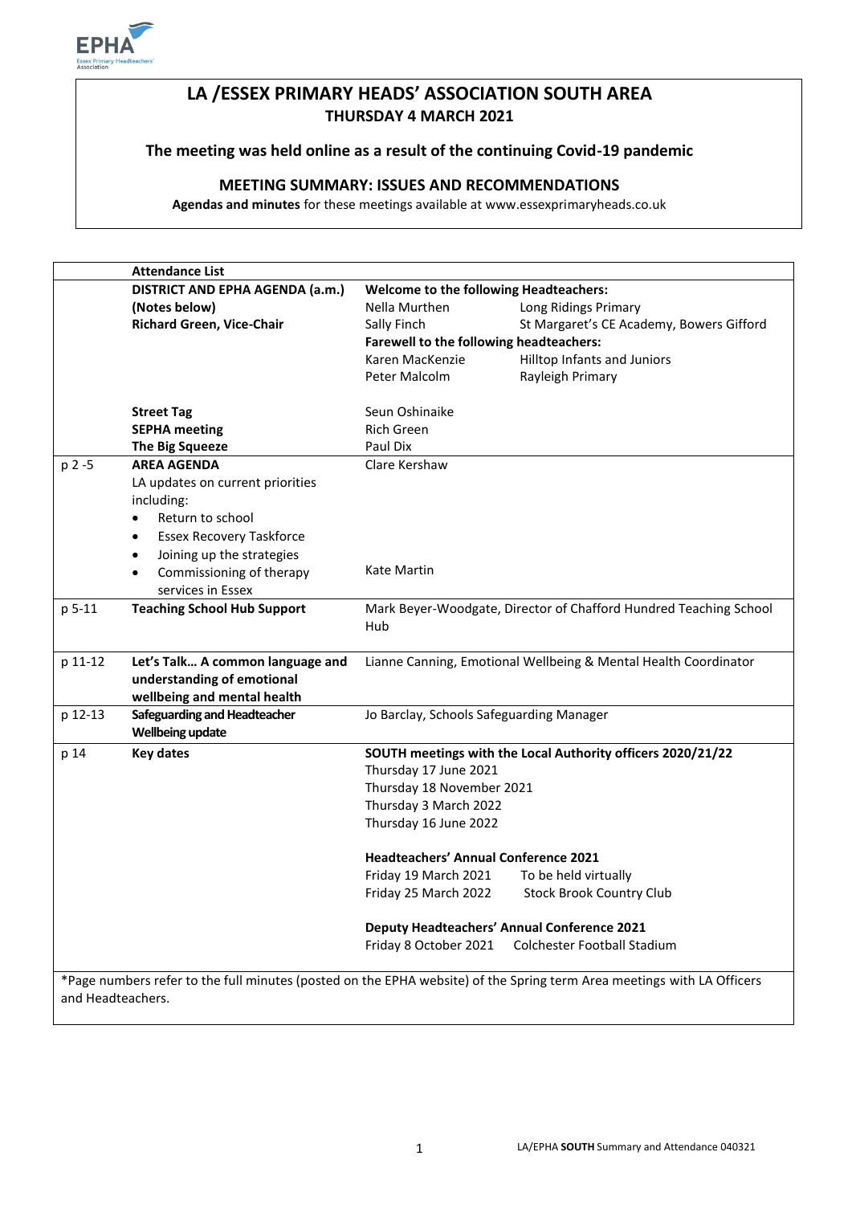# LA /ESSEX PRIMARY HEADS' ASSOCIATION SOUTH AREA

**THURSDAY 4 MARCH 2021**

**The meeting was held online as a result of the continuing Covid-19 pandemic**

## MEETING SUMMARY: ISSUES AND RECOMMENDATIONS

**Agendas and minutes** for these meetings available at www.essexprimaryheads.co.uk

| | **Attendance List** | | |
|---|---|---|---|
| | **DISTRICT AND EPHA AGENDA (a.m.)** | **Welcome to the following Headteachers:** | |
| | **(Notes below)** | Nella Murthen | Long Ridings Primary |
| | **Richard Green, Vice-Chair** | Sally Finch | St Margaret's CE Academy, Bowers Gifford |
| | | **Farewell to the following headteachers:** | |
| | | Karen MacKenzie | Hilltop Infants and Juniors |
| | | Peter Malcolm | Rayleigh Primary |
| | **Street Tag** | Seun Oshinaike | |
| | **SEPHA meeting** | Rich Green | |
| | **The Big Squeeze** | Paul Dix | |
| p 2 -5 | **AREA AGENDA**<br>LA updates on current priorities including:<br>• Return to school<br>• Essex Recovery Taskforce<br>• Joining up the strategies | Clare Kershaw | |
| | • Commissioning of therapy services in Essex | Kate Martin | |
| p 5-11 | **Teaching School Hub Support** | Mark Beyer-Woodgate, Director of Chafford Hundred Teaching School Hub | |
| p 11-12 | **Let's Talk… A common language and understanding of emotional wellbeing and mental health** | Lianne Canning, Emotional Wellbeing & Mental Health Coordinator | |
| p 12-13 | **Safeguarding and Headteacher Wellbeing update** | Jo Barclay, Schools Safeguarding Manager | |
| p 14 | **Key dates** | **SOUTH meetings with the Local Authority officers 2020/21/22**<br>Thursday 17 June 2021<br>Thursday 18 November 2021<br>Thursday 3 March 2022<br>Thursday 16 June 2022 | |
| | | **Headteachers' Annual Conference 2021** | |
| | | Friday 19 March 2021 | To be held virtually |
| | | Friday 25 March 2022 | Stock Brook Country Club |
| | | **Deputy Headteachers' Annual Conference 2021** | |
| | | Friday 8 October 2021 | Colchester Football Stadium |

*Page numbers refer to the full minutes (posted on the EPHA website) of the Spring term Area meetings with LA Officers and Headteachers.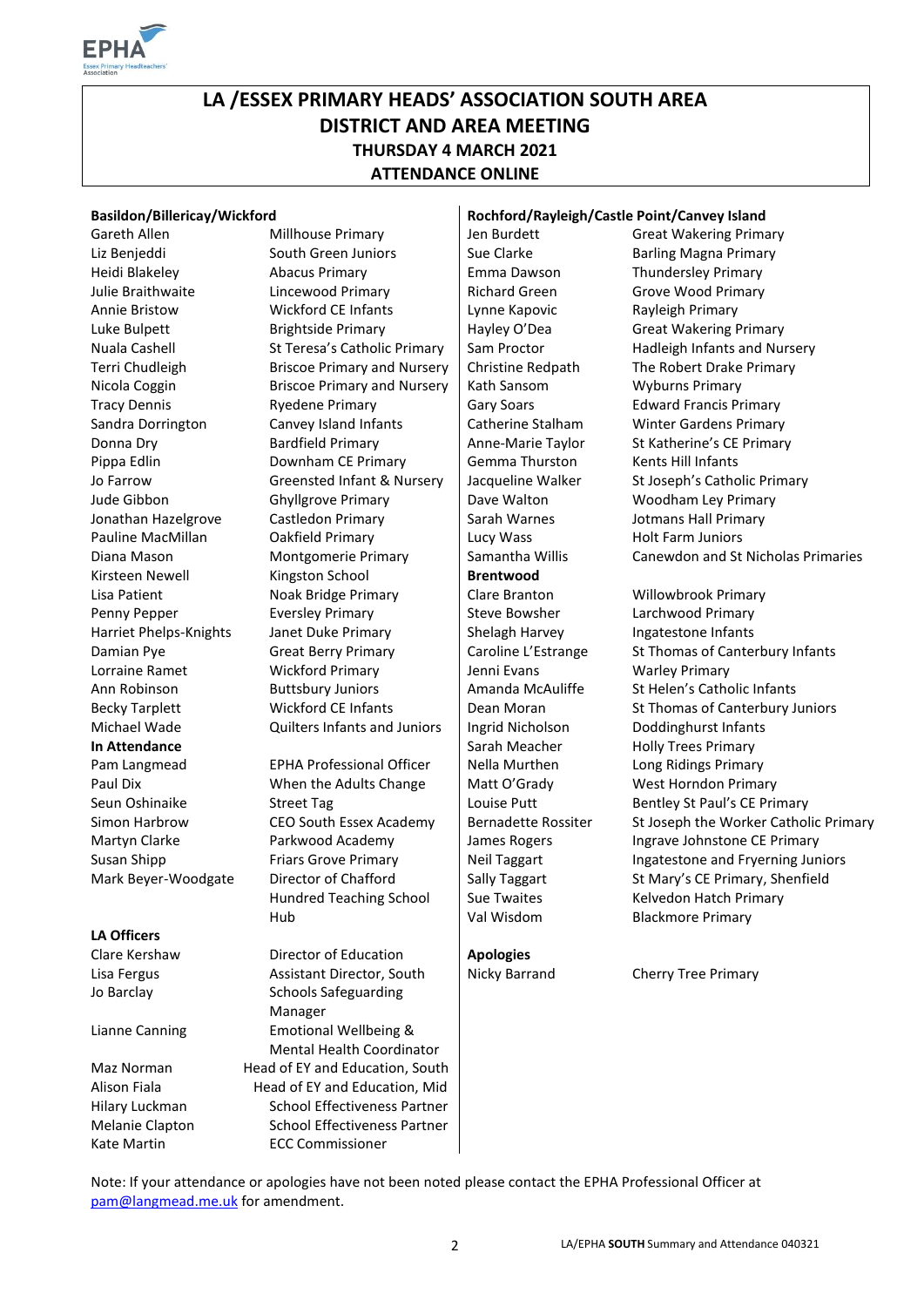# LA /ESSEX PRIMARY HEADS' ASSOCIATION SOUTH AREA DISTRICT AND AREA MEETING

## THURSDAY 4 MARCH 2021

## ATTENDANCE ONLINE

**Basildon/Billericay/Wickford**

| | |
|---|---|
| Gareth Allen | Millhouse Primary |
| Liz Benjeddi | South Green Juniors |
| Heidi Blakeley | Abacus Primary |
| Julie Braithwaite | Lincewood Primary |
| Annie Bristow | Wickford CE Infants |
| Luke Bulpett | Brightside Primary |
| Nuala Cashell | St Teresa's Catholic Primary |
| Terri Chudleigh | Briscoe Primary and Nursery |
| Nicola Coggin | Briscoe Primary and Nursery |
| Tracy Dennis | Ryedene Primary |
| Sandra Dorrington | Canvey Island Infants |
| Donna Dry | Bardfield Primary |
| Pippa Edlin | Downham CE Primary |
| Jo Farrow | Greensted Infant & Nursery |
| Jude Gibbon | Ghyllgrove Primary |
| Jonathan Hazelgrove | Castledon Primary |
| Pauline MacMillan | Oakfield Primary |
| Diana Mason | Montgomerie Primary |
| Kirsteen Newell | Kingston School |
| Lisa Patient | Noak Bridge Primary |
| Penny Pepper | Eversley Primary |
| Harriet Phelps-Knights | Janet Duke Primary |
| Damian Pye | Great Berry Primary |
| Lorraine Ramet | Wickford Primary |
| Ann Robinson | Buttsbury Juniors |
| Becky Tarplett | Wickford CE Infants |
| Michael Wade | Quilters Infants and Juniors |

**In Attendance**

| | |
|---|---|
| Pam Langmead | EPHA Professional Officer |
| Paul Dix | When the Adults Change |
| Seun Oshinaike | Street Tag |
| Simon Harbrow | CEO South Essex Academy |
| Martyn Clarke | Parkwood Academy |
| Susan Shipp | Friars Grove Primary |
| Mark Beyer-Woodgate | Director of Chafford Hundred Teaching School Hub |

**LA Officers**

| | |
|---|---|
| Clare Kershaw | Director of Education |
| Lisa Fergus | Assistant Director, South |
| Jo Barclay | Schools Safeguarding Manager |
| Lianne Canning | Emotional Wellbeing & Mental Health Coordinator |
| Maz Norman | Head of EY and Education, South |
| Alison Fiala | Head of EY and Education, Mid |
| Hilary Luckman | School Effectiveness Partner |
| Melanie Clapton | School Effectiveness Partner |
| Kate Martin | ECC Commissioner |

**Rochford/Rayleigh/Castle Point/Canvey Island**

| | |
|---|---|
| Jen Burdett | Great Wakering Primary |
| Sue Clarke | Barling Magna Primary |
| Emma Dawson | Thundersley Primary |
| Richard Green | Grove Wood Primary |
| Lynne Kapovic | Rayleigh Primary |
| Hayley O'Dea | Great Wakering Primary |
| Sam Proctor | Hadleigh Infants and Nursery |
| Christine Redpath | The Robert Drake Primary |
| Kath Sansom | Wyburns Primary |
| Gary Soars | Edward Francis Primary |
| Catherine Stalham | Winter Gardens Primary |
| Anne-Marie Taylor | St Katherine's CE Primary |
| Gemma Thurston | Kents Hill Infants |
| Jacqueline Walker | St Joseph's Catholic Primary |
| Dave Walton | Woodham Ley Primary |
| Sarah Warnes | Jotmans Hall Primary |
| Lucy Wass | Holt Farm Juniors |
| Samantha Willis | Canewdon and St Nicholas Primaries |

**Brentwood**

| | |
|---|---|
| Clare Branton | Willowbrook Primary |
| Steve Bowsher | Larchwood Primary |
| Shelagh Harvey | Ingatestone Infants |
| Caroline L'Estrange | St Thomas of Canterbury Infants |
| Jenni Evans | Warley Primary |
| Amanda McAuliffe | St Helen's Catholic Infants |
| Dean Moran | St Thomas of Canterbury Juniors |
| Ingrid Nicholson | Doddinghurst Infants |
| Sarah Meacher | Holly Trees Primary |
| Nella Murthen | Long Ridings Primary |
| Matt O'Grady | West Horndon Primary |
| Louise Putt | Bentley St Paul's CE Primary |
| Bernadette Rossiter | St Joseph the Worker Catholic Primary |
| James Rogers | Ingrave Johnstone CE Primary |
| Neil Taggart | Ingatestone and Fryerning Juniors |
| Sally Taggart | St Mary's CE Primary, Shenfield |
| Sue Twaites | Kelvedon Hatch Primary |
| Val Wisdom | Blackmore Primary |

**Apologies**

| | |
|---|---|
| Nicky Barrand | Cherry Tree Primary |

Note: If your attendance or apologies have not been noted please contact the EPHA Professional Officer at pam@langmead.me.uk for amendment.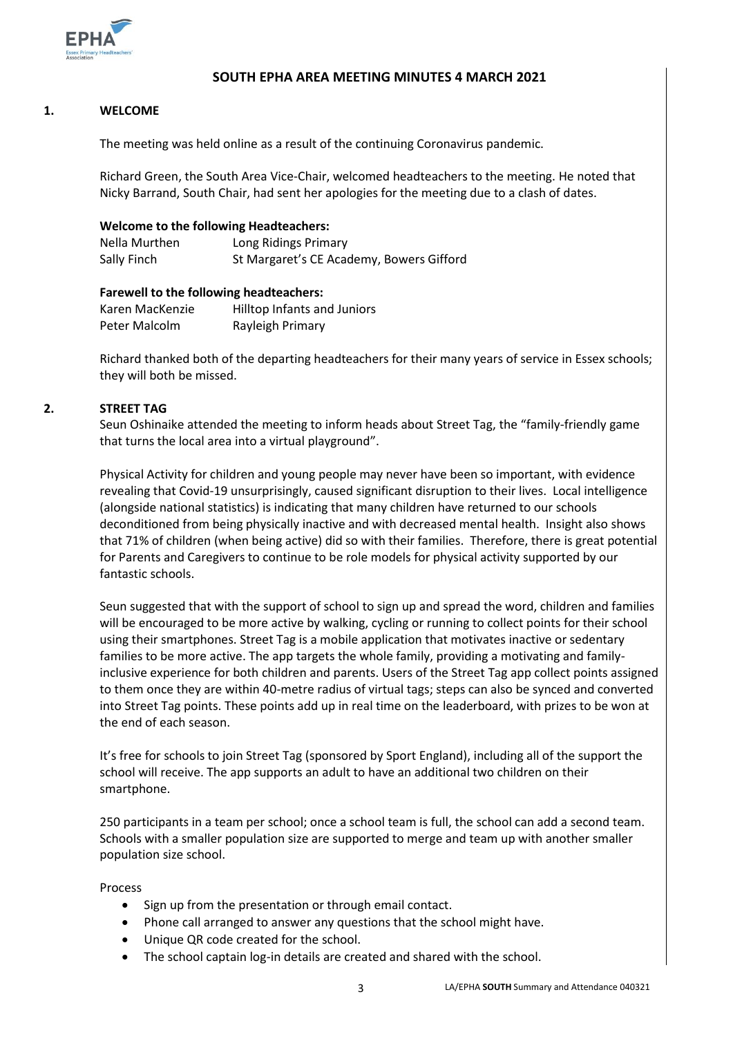# SOUTH EPHA AREA MEETING MINUTES 4 MARCH 2021

## 1. WELCOME

The meeting was held online as a result of the continuing Coronavirus pandemic.

Richard Green, the South Area Vice-Chair, welcomed headteachers to the meeting. He noted that Nicky Barrand, South Chair, had sent her apologies for the meeting due to a clash of dates.

**Welcome to the following Headteachers:**

| | |
|---|---|
| Nella Murthen | Long Ridings Primary |
| Sally Finch | St Margaret's CE Academy, Bowers Gifford |

**Farewell to the following headteachers:**

| | |
|---|---|
| Karen MacKenzie | Hilltop Infants and Juniors |
| Peter Malcolm | Rayleigh Primary |

Richard thanked both of the departing headteachers for their many years of service in Essex schools; they will both be missed.

## 2. STREET TAG

Seun Oshinaike attended the meeting to inform heads about Street Tag, the "family-friendly game that turns the local area into a virtual playground".

Physical Activity for children and young people may never have been so important, with evidence revealing that Covid-19 unsurprisingly, caused significant disruption to their lives. Local intelligence (alongside national statistics) is indicating that many children have returned to our schools deconditioned from being physically inactive and with decreased mental health. Insight also shows that 71% of children (when being active) did so with their families. Therefore, there is great potential for Parents and Caregivers to continue to be role models for physical activity supported by our fantastic schools.

Seun suggested that with the support of school to sign up and spread the word, children and families will be encouraged to be more active by walking, cycling or running to collect points for their school using their smartphones. Street Tag is a mobile application that motivates inactive or sedentary families to be more active. The app targets the whole family, providing a motivating and family-inclusive experience for both children and parents. Users of the Street Tag app collect points assigned to them once they are within 40-metre radius of virtual tags; steps can also be synced and converted into Street Tag points. These points add up in real time on the leaderboard, with prizes to be won at the end of each season.

It's free for schools to join Street Tag (sponsored by Sport England), including all of the support the school will receive. The app supports an adult to have an additional two children on their smartphone.

250 participants in a team per school; once a school team is full, the school can add a second team. Schools with a smaller population size are supported to merge and team up with another smaller population size school.

Process

- Sign up from the presentation or through email contact.
- Phone call arranged to answer any questions that the school might have.
- Unique QR code created for the school.
- The school captain log-in details are created and shared with the school.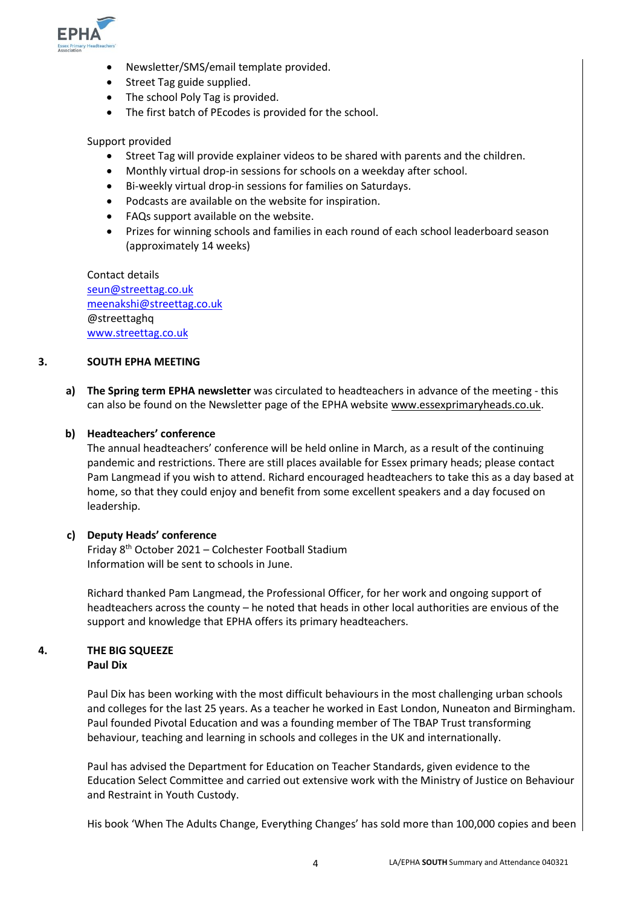- Newsletter/SMS/email template provided.
- Street Tag guide supplied.
- The school Poly Tag is provided.
- The first batch of PEcodes is provided for the school.

Support provided

- Street Tag will provide explainer videos to be shared with parents and the children.
- Monthly virtual drop-in sessions for schools on a weekday after school.
- Bi-weekly virtual drop-in sessions for families on Saturdays.
- Podcasts are available on the website for inspiration.
- FAQs support available on the website.
- Prizes for winning schools and families in each round of each school leaderboard season (approximately 14 weeks)

Contact details
seun@streettag.co.uk
meenakshi@streettag.co.uk
@streettaghq
www.streettag.co.uk

## 3. SOUTH EPHA MEETING

**a) The Spring term EPHA newsletter** was circulated to headteachers in advance of the meeting - this can also be found on the Newsletter page of the EPHA website www.essexprimaryheads.co.uk.

**b) Headteachers' conference**

The annual headteachers' conference will be held online in March, as a result of the continuing pandemic and restrictions. There are still places available for Essex primary heads; please contact Pam Langmead if you wish to attend. Richard encouraged headteachers to take this as a day based at home, so that they could enjoy and benefit from some excellent speakers and a day focused on leadership.

**c) Deputy Heads' conference**

Friday 8th October 2021 – Colchester Football Stadium
Information will be sent to schools in June.

Richard thanked Pam Langmead, the Professional Officer, for her work and ongoing support of headteachers across the county – he noted that heads in other local authorities are envious of the support and knowledge that EPHA offers its primary headteachers.

## 4. THE BIG SQUEEZE
**Paul Dix**

Paul Dix has been working with the most difficult behaviours in the most challenging urban schools and colleges for the last 25 years. As a teacher he worked in East London, Nuneaton and Birmingham. Paul founded Pivotal Education and was a founding member of The TBAP Trust transforming behaviour, teaching and learning in schools and colleges in the UK and internationally.

Paul has advised the Department for Education on Teacher Standards, given evidence to the Education Select Committee and carried out extensive work with the Ministry of Justice on Behaviour and Restraint in Youth Custody.

His book 'When The Adults Change, Everything Changes' has sold more than 100,000 copies and been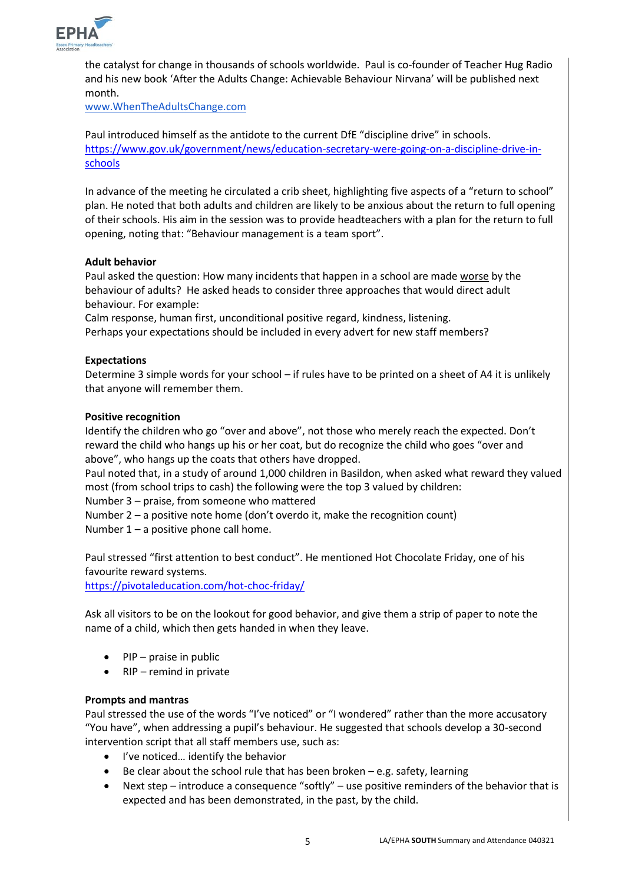the catalyst for change in thousands of schools worldwide. Paul is co-founder of Teacher Hug Radio and his new book 'After the Adults Change: Achievable Behaviour Nirvana' will be published next month.
www.WhenTheAdultsChange.com

Paul introduced himself as the antidote to the current DfE "discipline drive" in schools.
https://www.gov.uk/government/news/education-secretary-were-going-on-a-discipline-drive-in-schools

In advance of the meeting he circulated a crib sheet, highlighting five aspects of a "return to school" plan. He noted that both adults and children are likely to be anxious about the return to full opening of their schools. His aim in the session was to provide headteachers with a plan for the return to full opening, noting that: "Behaviour management is a team sport".

**Adult behavior**

Paul asked the question: How many incidents that happen in a school are made worse by the behaviour of adults? He asked heads to consider three approaches that would direct adult behaviour. For example:
Calm response, human first, unconditional positive regard, kindness, listening.
Perhaps your expectations should be included in every advert for new staff members?

**Expectations**

Determine 3 simple words for your school – if rules have to be printed on a sheet of A4 it is unlikely that anyone will remember them.

**Positive recognition**

Identify the children who go "over and above", not those who merely reach the expected. Don't reward the child who hangs up his or her coat, but do recognize the child who goes "over and above", who hangs up the coats that others have dropped.
Paul noted that, in a study of around 1,000 children in Basildon, when asked what reward they valued most (from school trips to cash) the following were the top 3 valued by children:
Number 3 – praise, from someone who mattered
Number 2 – a positive note home (don't overdo it, make the recognition count)
Number 1 – a positive phone call home.

Paul stressed "first attention to best conduct". He mentioned Hot Chocolate Friday, one of his favourite reward systems.
https://pivotaleducation.com/hot-choc-friday/

Ask all visitors to be on the lookout for good behavior, and give them a strip of paper to note the name of a child, which then gets handed in when they leave.

- PIP – praise in public
- RIP – remind in private

**Prompts and mantras**

Paul stressed the use of the words "I've noticed" or "I wondered" rather than the more accusatory "You have", when addressing a pupil's behaviour. He suggested that schools develop a 30-second intervention script that all staff members use, such as:

- I've noticed… identify the behavior
- Be clear about the school rule that has been broken – e.g. safety, learning
- Next step – introduce a consequence "softly" – use positive reminders of the behavior that is expected and has been demonstrated, in the past, by the child.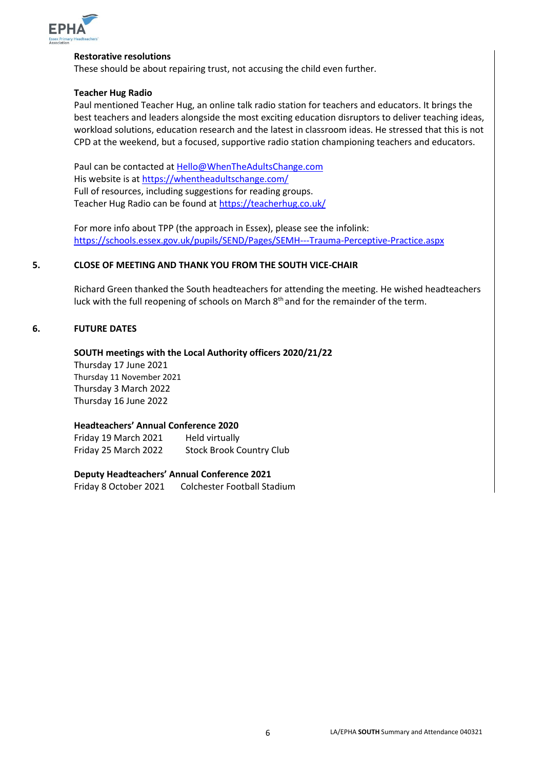**Restorative resolutions**

These should be about repairing trust, not accusing the child even further.

**Teacher Hug Radio**

Paul mentioned Teacher Hug, an online talk radio station for teachers and educators. It brings the best teachers and leaders alongside the most exciting education disruptors to deliver teaching ideas, workload solutions, education research and the latest in classroom ideas. He stressed that this is not CPD at the weekend, but a focused, supportive radio station championing teachers and educators.

Paul can be contacted at Hello@WhenTheAdultsChange.com
His website is at https://whentheadultschange.com/
Full of resources, including suggestions for reading groups.
Teacher Hug Radio can be found at https://teacherhug.co.uk/

For more info about TPP (the approach in Essex), please see the infolink:
https://schools.essex.gov.uk/pupils/SEND/Pages/SEMH---Trauma-Perceptive-Practice.aspx

## 5. CLOSE OF MEETING AND THANK YOU FROM THE SOUTH VICE-CHAIR

Richard Green thanked the South headteachers for attending the meeting. He wished headteachers luck with the full reopening of schools on March 8th and for the remainder of the term.

## 6. FUTURE DATES

**SOUTH meetings with the Local Authority officers 2020/21/22**

Thursday 17 June 2021
Thursday 11 November 2021
Thursday 3 March 2022
Thursday 16 June 2022

**Headteachers' Annual Conference 2020**

| | |
|---|---|
| Friday 19 March 2021 | Held virtually |
| Friday 25 March 2022 | Stock Brook Country Club |

**Deputy Headteachers' Annual Conference 2021**

| | |
|---|---|
| Friday 8 October 2021 | Colchester Football Stadium |